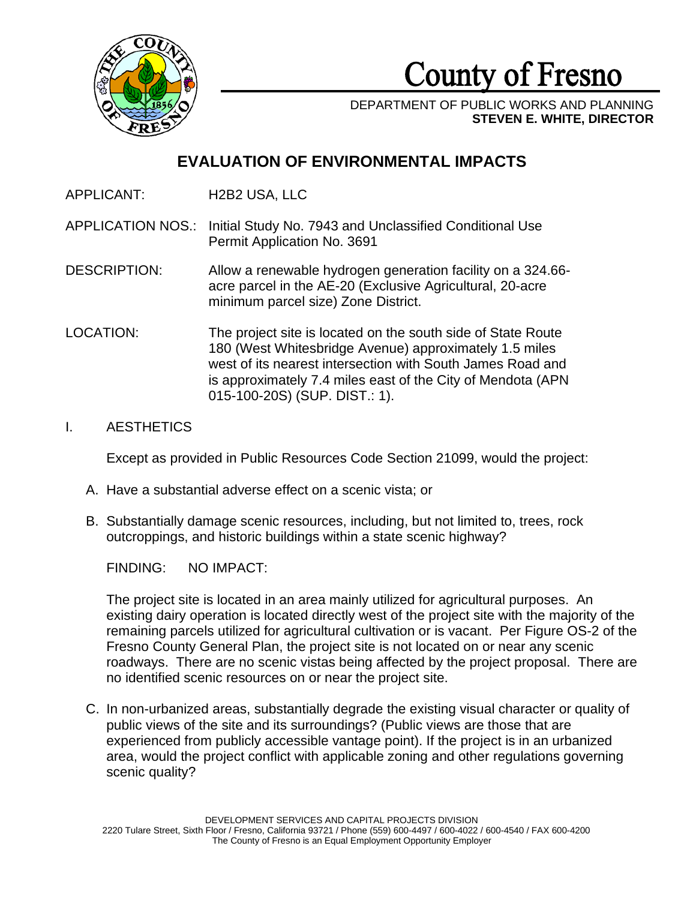# County of Fresno

DEPARTMENT OF PUBLIC WORKS AND PLANNING
**STEVEN E. WHITE, DIRECTOR**

## EVALUATION OF ENVIRONMENTAL IMPACTS

APPLICANT: H2B2 USA, LLC

APPLICATION NOS.: Initial Study No. 7943 and Unclassified Conditional Use Permit Application No. 3691

DESCRIPTION: Allow a renewable hydrogen generation facility on a 324.66-acre parcel in the AE-20 (Exclusive Agricultural, 20-acre minimum parcel size) Zone District.

LOCATION: The project site is located on the south side of State Route 180 (West Whitesbridge Avenue) approximately 1.5 miles west of its nearest intersection with South James Road and is approximately 7.4 miles east of the City of Mendota (APN 015-100-20S) (SUP. DIST.: 1).

I. AESTHETICS

Except as provided in Public Resources Code Section 21099, would the project:

A. Have a substantial adverse effect on a scenic vista; or

B. Substantially damage scenic resources, including, but not limited to, trees, rock outcroppings, and historic buildings within a state scenic highway?

FINDING: NO IMPACT:

The project site is located in an area mainly utilized for agricultural purposes. An existing dairy operation is located directly west of the project site with the majority of the remaining parcels utilized for agricultural cultivation or is vacant. Per Figure OS-2 of the Fresno County General Plan, the project site is not located on or near any scenic roadways. There are no scenic vistas being affected by the project proposal. There are no identified scenic resources on or near the project site.

C. In non-urbanized areas, substantially degrade the existing visual character or quality of public views of the site and its surroundings? (Public views are those that are experienced from publicly accessible vantage point). If the project is in an urbanized area, would the project conflict with applicable zoning and other regulations governing scenic quality?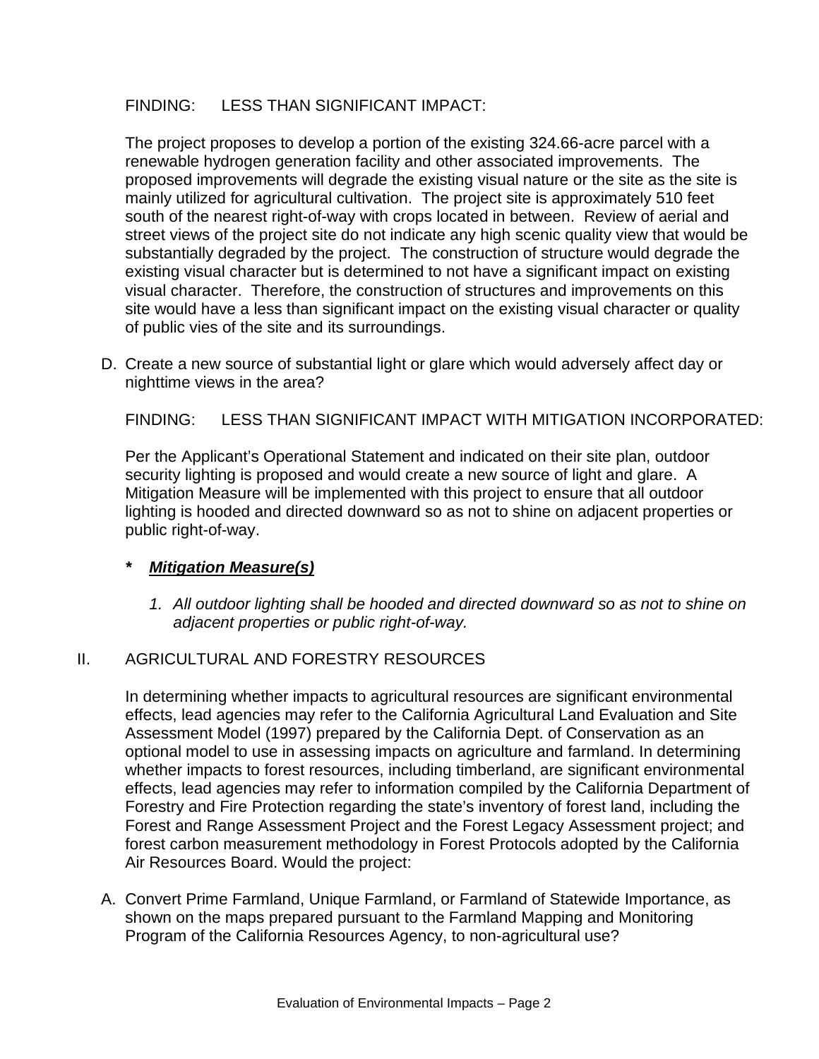FINDING: LESS THAN SIGNIFICANT IMPACT:

The project proposes to develop a portion of the existing 324.66-acre parcel with a renewable hydrogen generation facility and other associated improvements. The proposed improvements will degrade the existing visual nature or the site as the site is mainly utilized for agricultural cultivation. The project site is approximately 510 feet south of the nearest right-of-way with crops located in between. Review of aerial and street views of the project site do not indicate any high scenic quality view that would be substantially degraded by the project. The construction of structure would degrade the existing visual character but is determined to not have a significant impact on existing visual character. Therefore, the construction of structures and improvements on this site would have a less than significant impact on the existing visual character or quality of public vies of the site and its surroundings.

D. Create a new source of substantial light or glare which would adversely affect day or nighttime views in the area?

FINDING: LESS THAN SIGNIFICANT IMPACT WITH MITIGATION INCORPORATED:

Per the Applicant's Operational Statement and indicated on their site plan, outdoor security lighting is proposed and would create a new source of light and glare. A Mitigation Measure will be implemented with this project to ensure that all outdoor lighting is hooded and directed downward so as not to shine on adjacent properties or public right-of-way.

**\*** ***Mitigation Measure(s)***

1. *All outdoor lighting shall be hooded and directed downward so as not to shine on adjacent properties or public right-of-way.*

## II. AGRICULTURAL AND FORESTRY RESOURCES

In determining whether impacts to agricultural resources are significant environmental effects, lead agencies may refer to the California Agricultural Land Evaluation and Site Assessment Model (1997) prepared by the California Dept. of Conservation as an optional model to use in assessing impacts on agriculture and farmland. In determining whether impacts to forest resources, including timberland, are significant environmental effects, lead agencies may refer to information compiled by the California Department of Forestry and Fire Protection regarding the state's inventory of forest land, including the Forest and Range Assessment Project and the Forest Legacy Assessment project; and forest carbon measurement methodology in Forest Protocols adopted by the California Air Resources Board. Would the project:

A. Convert Prime Farmland, Unique Farmland, or Farmland of Statewide Importance, as shown on the maps prepared pursuant to the Farmland Mapping and Monitoring Program of the California Resources Agency, to non-agricultural use?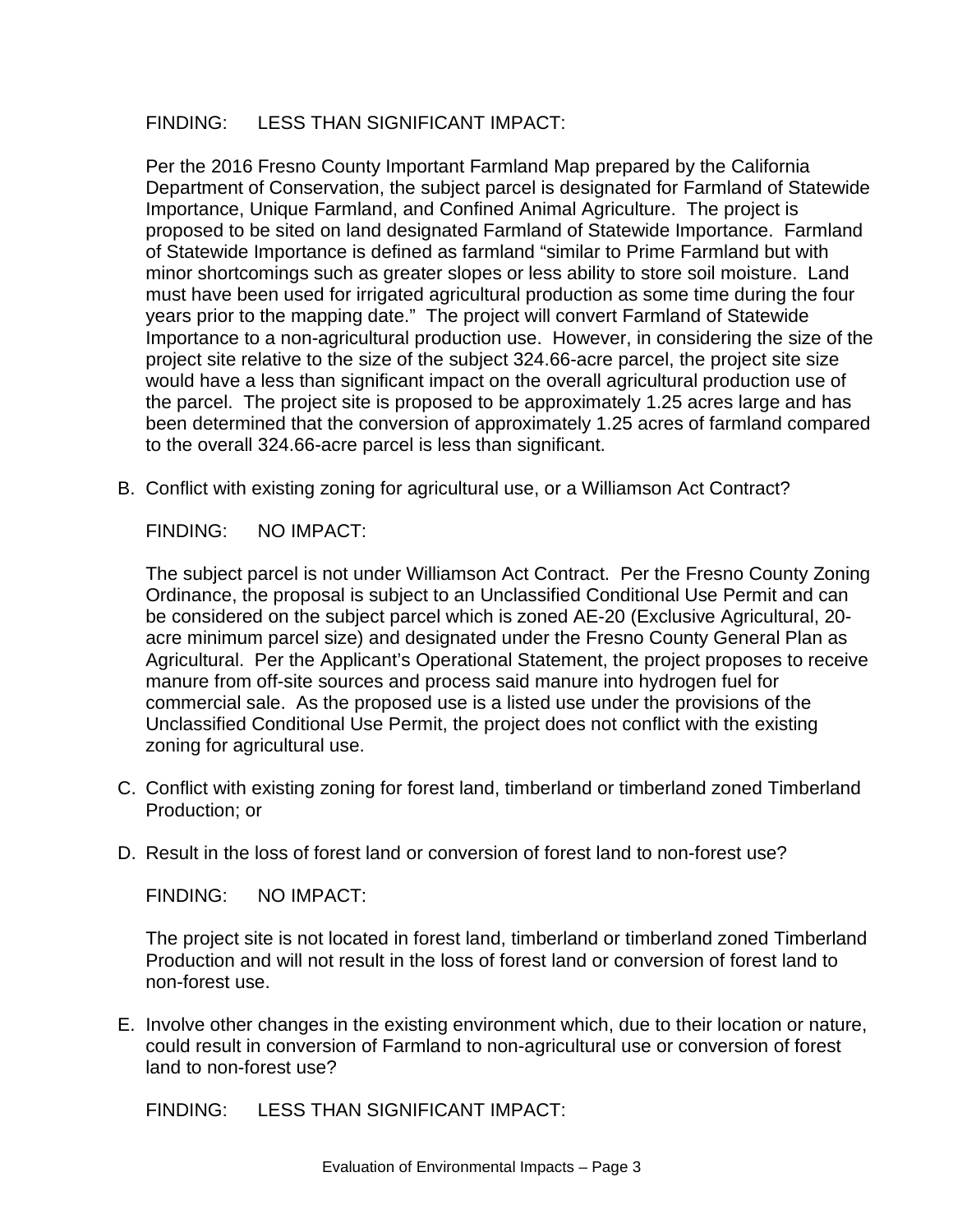FINDING: LESS THAN SIGNIFICANT IMPACT:

Per the 2016 Fresno County Important Farmland Map prepared by the California Department of Conservation, the subject parcel is designated for Farmland of Statewide Importance, Unique Farmland, and Confined Animal Agriculture. The project is proposed to be sited on land designated Farmland of Statewide Importance. Farmland of Statewide Importance is defined as farmland "similar to Prime Farmland but with minor shortcomings such as greater slopes or less ability to store soil moisture. Land must have been used for irrigated agricultural production as some time during the four years prior to the mapping date." The project will convert Farmland of Statewide Importance to a non-agricultural production use. However, in considering the size of the project site relative to the size of the subject 324.66-acre parcel, the project site size would have a less than significant impact on the overall agricultural production use of the parcel. The project site is proposed to be approximately 1.25 acres large and has been determined that the conversion of approximately 1.25 acres of farmland compared to the overall 324.66-acre parcel is less than significant.

B. Conflict with existing zoning for agricultural use, or a Williamson Act Contract?

FINDING: NO IMPACT:

The subject parcel is not under Williamson Act Contract. Per the Fresno County Zoning Ordinance, the proposal is subject to an Unclassified Conditional Use Permit and can be considered on the subject parcel which is zoned AE-20 (Exclusive Agricultural, 20-acre minimum parcel size) and designated under the Fresno County General Plan as Agricultural. Per the Applicant's Operational Statement, the project proposes to receive manure from off-site sources and process said manure into hydrogen fuel for commercial sale. As the proposed use is a listed use under the provisions of the Unclassified Conditional Use Permit, the project does not conflict with the existing zoning for agricultural use.

C. Conflict with existing zoning for forest land, timberland or timberland zoned Timberland Production; or

D. Result in the loss of forest land or conversion of forest land to non-forest use?

FINDING: NO IMPACT:

The project site is not located in forest land, timberland or timberland zoned Timberland Production and will not result in the loss of forest land or conversion of forest land to non-forest use.

E. Involve other changes in the existing environment which, due to their location or nature, could result in conversion of Farmland to non-agricultural use or conversion of forest land to non-forest use?

FINDING: LESS THAN SIGNIFICANT IMPACT: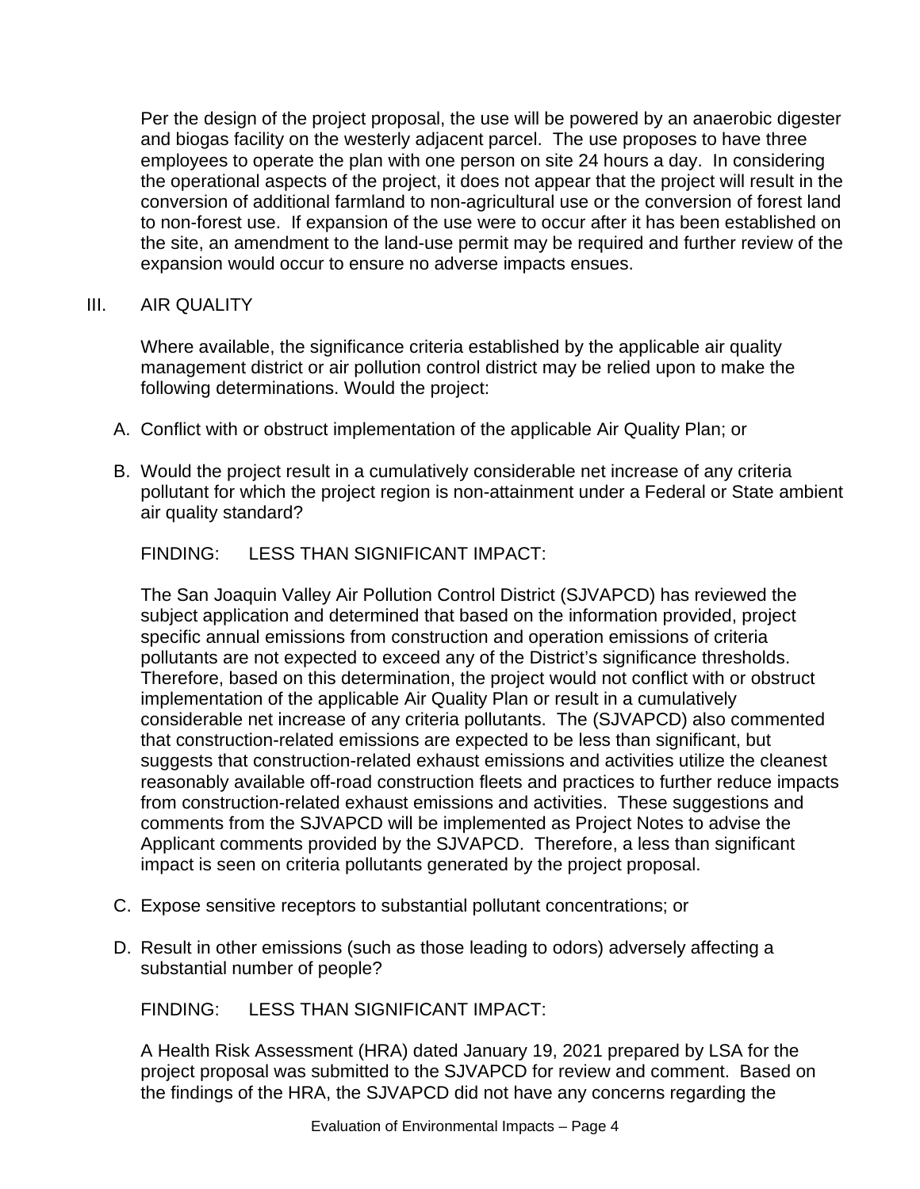Per the design of the project proposal, the use will be powered by an anaerobic digester and biogas facility on the westerly adjacent parcel. The use proposes to have three employees to operate the plan with one person on site 24 hours a day. In considering the operational aspects of the project, it does not appear that the project will result in the conversion of additional farmland to non-agricultural use or the conversion of forest land to non-forest use. If expansion of the use were to occur after it has been established on the site, an amendment to the land-use permit may be required and further review of the expansion would occur to ensure no adverse impacts ensues.

## III. AIR QUALITY

Where available, the significance criteria established by the applicable air quality management district or air pollution control district may be relied upon to make the following determinations. Would the project:

A. Conflict with or obstruct implementation of the applicable Air Quality Plan; or

B. Would the project result in a cumulatively considerable net increase of any criteria pollutant for which the project region is non-attainment under a Federal or State ambient air quality standard?

FINDING: LESS THAN SIGNIFICANT IMPACT:

The San Joaquin Valley Air Pollution Control District (SJVAPCD) has reviewed the subject application and determined that based on the information provided, project specific annual emissions from construction and operation emissions of criteria pollutants are not expected to exceed any of the District's significance thresholds. Therefore, based on this determination, the project would not conflict with or obstruct implementation of the applicable Air Quality Plan or result in a cumulatively considerable net increase of any criteria pollutants. The (SJVAPCD) also commented that construction-related emissions are expected to be less than significant, but suggests that construction-related exhaust emissions and activities utilize the cleanest reasonably available off-road construction fleets and practices to further reduce impacts from construction-related exhaust emissions and activities. These suggestions and comments from the SJVAPCD will be implemented as Project Notes to advise the Applicant comments provided by the SJVAPCD. Therefore, a less than significant impact is seen on criteria pollutants generated by the project proposal.

C. Expose sensitive receptors to substantial pollutant concentrations; or

D. Result in other emissions (such as those leading to odors) adversely affecting a substantial number of people?

FINDING: LESS THAN SIGNIFICANT IMPACT:

A Health Risk Assessment (HRA) dated January 19, 2021 prepared by LSA for the project proposal was submitted to the SJVAPCD for review and comment. Based on the findings of the HRA, the SJVAPCD did not have any concerns regarding the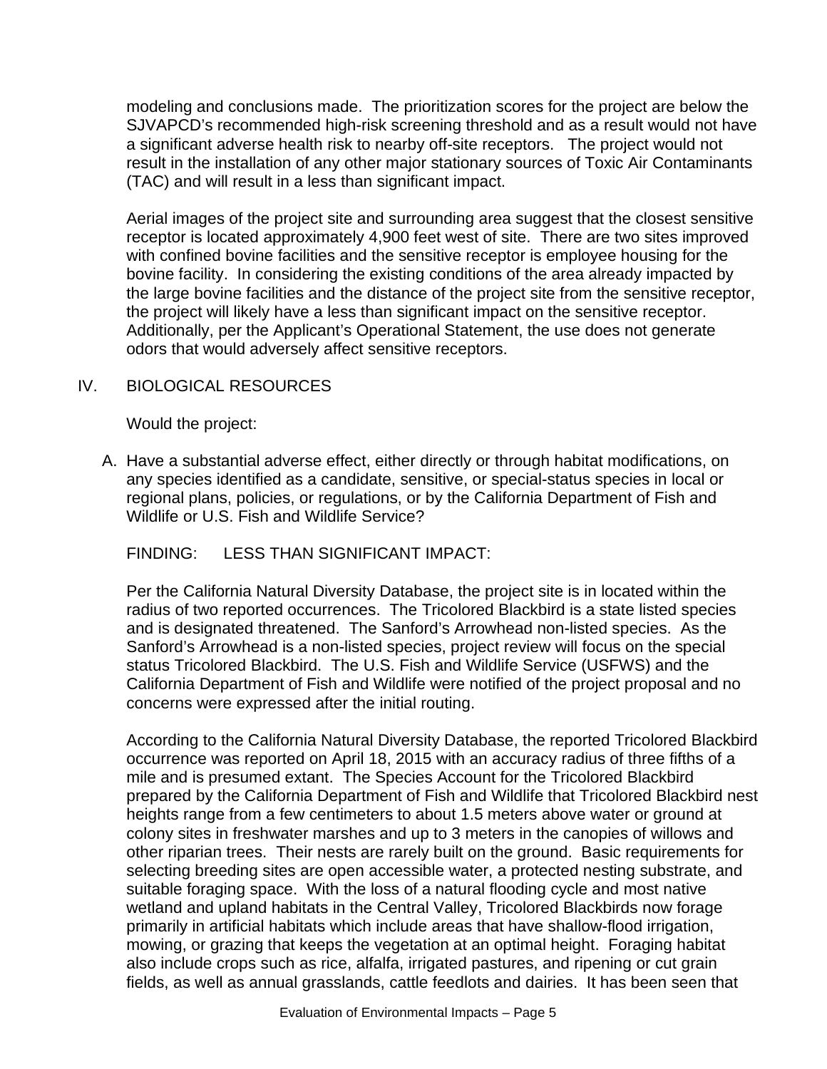modeling and conclusions made. The prioritization scores for the project are below the SJVAPCD's recommended high-risk screening threshold and as a result would not have a significant adverse health risk to nearby off-site receptors. The project would not result in the installation of any other major stationary sources of Toxic Air Contaminants (TAC) and will result in a less than significant impact.

Aerial images of the project site and surrounding area suggest that the closest sensitive receptor is located approximately 4,900 feet west of site. There are two sites improved with confined bovine facilities and the sensitive receptor is employee housing for the bovine facility. In considering the existing conditions of the area already impacted by the large bovine facilities and the distance of the project site from the sensitive receptor, the project will likely have a less than significant impact on the sensitive receptor. Additionally, per the Applicant's Operational Statement, the use does not generate odors that would adversely affect sensitive receptors.

## IV. BIOLOGICAL RESOURCES

Would the project:

A. Have a substantial adverse effect, either directly or through habitat modifications, on any species identified as a candidate, sensitive, or special-status species in local or regional plans, policies, or regulations, or by the California Department of Fish and Wildlife or U.S. Fish and Wildlife Service?

FINDING: LESS THAN SIGNIFICANT IMPACT:

Per the California Natural Diversity Database, the project site is in located within the radius of two reported occurrences. The Tricolored Blackbird is a state listed species and is designated threatened. The Sanford's Arrowhead non-listed species. As the Sanford's Arrowhead is a non-listed species, project review will focus on the special status Tricolored Blackbird. The U.S. Fish and Wildlife Service (USFWS) and the California Department of Fish and Wildlife were notified of the project proposal and no concerns were expressed after the initial routing.

According to the California Natural Diversity Database, the reported Tricolored Blackbird occurrence was reported on April 18, 2015 with an accuracy radius of three fifths of a mile and is presumed extant. The Species Account for the Tricolored Blackbird prepared by the California Department of Fish and Wildlife that Tricolored Blackbird nest heights range from a few centimeters to about 1.5 meters above water or ground at colony sites in freshwater marshes and up to 3 meters in the canopies of willows and other riparian trees. Their nests are rarely built on the ground. Basic requirements for selecting breeding sites are open accessible water, a protected nesting substrate, and suitable foraging space. With the loss of a natural flooding cycle and most native wetland and upland habitats in the Central Valley, Tricolored Blackbirds now forage primarily in artificial habitats which include areas that have shallow-flood irrigation, mowing, or grazing that keeps the vegetation at an optimal height. Foraging habitat also include crops such as rice, alfalfa, irrigated pastures, and ripening or cut grain fields, as well as annual grasslands, cattle feedlots and dairies. It has been seen that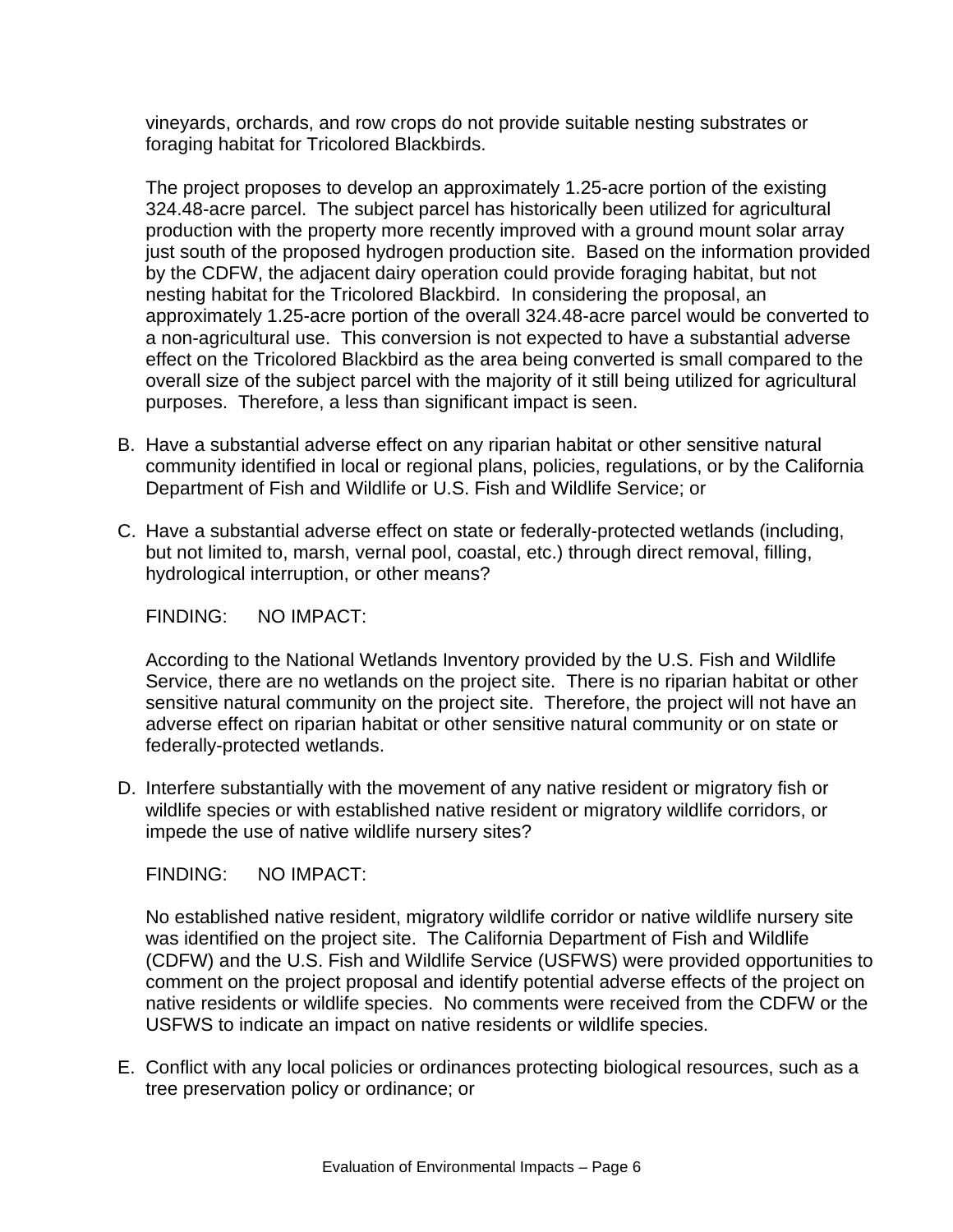vineyards, orchards, and row crops do not provide suitable nesting substrates or foraging habitat for Tricolored Blackbirds.

The project proposes to develop an approximately 1.25-acre portion of the existing 324.48-acre parcel. The subject parcel has historically been utilized for agricultural production with the property more recently improved with a ground mount solar array just south of the proposed hydrogen production site. Based on the information provided by the CDFW, the adjacent dairy operation could provide foraging habitat, but not nesting habitat for the Tricolored Blackbird. In considering the proposal, an approximately 1.25-acre portion of the overall 324.48-acre parcel would be converted to a non-agricultural use. This conversion is not expected to have a substantial adverse effect on the Tricolored Blackbird as the area being converted is small compared to the overall size of the subject parcel with the majority of it still being utilized for agricultural purposes. Therefore, a less than significant impact is seen.

B. Have a substantial adverse effect on any riparian habitat or other sensitive natural community identified in local or regional plans, policies, regulations, or by the California Department of Fish and Wildlife or U.S. Fish and Wildlife Service; or

C. Have a substantial adverse effect on state or federally-protected wetlands (including, but not limited to, marsh, vernal pool, coastal, etc.) through direct removal, filling, hydrological interruption, or other means?

FINDING: NO IMPACT:

According to the National Wetlands Inventory provided by the U.S. Fish and Wildlife Service, there are no wetlands on the project site. There is no riparian habitat or other sensitive natural community on the project site. Therefore, the project will not have an adverse effect on riparian habitat or other sensitive natural community or on state or federally-protected wetlands.

D. Interfere substantially with the movement of any native resident or migratory fish or wildlife species or with established native resident or migratory wildlife corridors, or impede the use of native wildlife nursery sites?

FINDING: NO IMPACT:

No established native resident, migratory wildlife corridor or native wildlife nursery site was identified on the project site. The California Department of Fish and Wildlife (CDFW) and the U.S. Fish and Wildlife Service (USFWS) were provided opportunities to comment on the project proposal and identify potential adverse effects of the project on native residents or wildlife species. No comments were received from the CDFW or the USFWS to indicate an impact on native residents or wildlife species.

E. Conflict with any local policies or ordinances protecting biological resources, such as a tree preservation policy or ordinance; or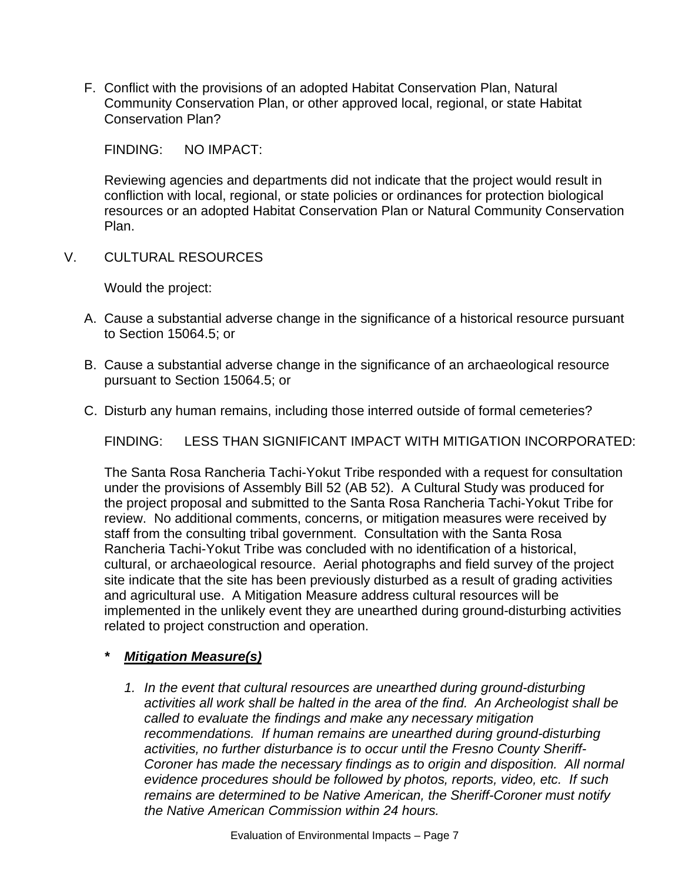F. Conflict with the provisions of an adopted Habitat Conservation Plan, Natural Community Conservation Plan, or other approved local, regional, or state Habitat Conservation Plan?

FINDING: NO IMPACT:

Reviewing agencies and departments did not indicate that the project would result in confliction with local, regional, or state policies or ordinances for protection biological resources or an adopted Habitat Conservation Plan or Natural Community Conservation Plan.

V. CULTURAL RESOURCES

Would the project:

A. Cause a substantial adverse change in the significance of a historical resource pursuant to Section 15064.5; or

B. Cause a substantial adverse change in the significance of an archaeological resource pursuant to Section 15064.5; or

C. Disturb any human remains, including those interred outside of formal cemeteries?

FINDING: LESS THAN SIGNIFICANT IMPACT WITH MITIGATION INCORPORATED:

The Santa Rosa Rancheria Tachi-Yokut Tribe responded with a request for consultation under the provisions of Assembly Bill 52 (AB 52). A Cultural Study was produced for the project proposal and submitted to the Santa Rosa Rancheria Tachi-Yokut Tribe for review. No additional comments, concerns, or mitigation measures were received by staff from the consulting tribal government. Consultation with the Santa Rosa Rancheria Tachi-Yokut Tribe was concluded with no identification of a historical, cultural, or archaeological resource. Aerial photographs and field survey of the project site indicate that the site has been previously disturbed as a result of grading activities and agricultural use. A Mitigation Measure address cultural resources will be implemented in the unlikely event they are unearthed during ground-disturbing activities related to project construction and operation.

**\*** ***Mitigation Measure(s)***

1. *In the event that cultural resources are unearthed during ground-disturbing activities all work shall be halted in the area of the find. An Archeologist shall be called to evaluate the findings and make any necessary mitigation recommendations. If human remains are unearthed during ground-disturbing activities, no further disturbance is to occur until the Fresno County Sheriff-Coroner has made the necessary findings as to origin and disposition. All normal evidence procedures should be followed by photos, reports, video, etc. If such remains are determined to be Native American, the Sheriff-Coroner must notify the Native American Commission within 24 hours.*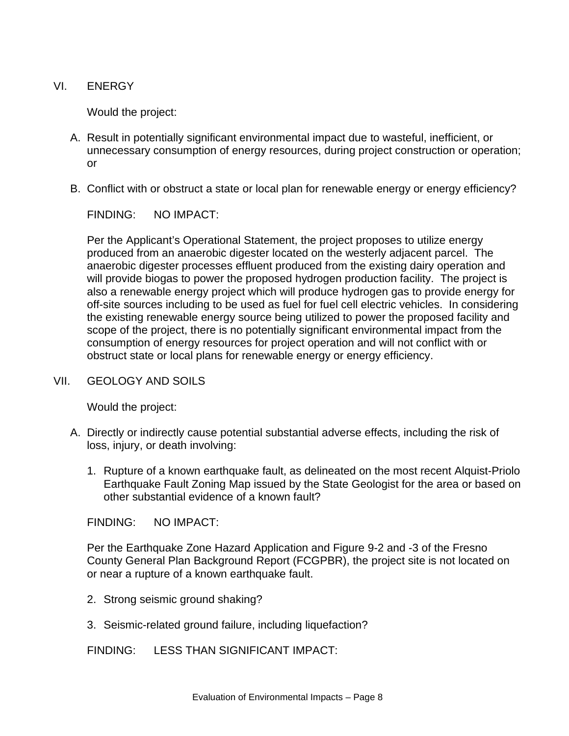## VI. ENERGY

Would the project:

A. Result in potentially significant environmental impact due to wasteful, inefficient, or unnecessary consumption of energy resources, during project construction or operation; or

B. Conflict with or obstruct a state or local plan for renewable energy or energy efficiency?

FINDING: NO IMPACT:

Per the Applicant's Operational Statement, the project proposes to utilize energy produced from an anaerobic digester located on the westerly adjacent parcel. The anaerobic digester processes effluent produced from the existing dairy operation and will provide biogas to power the proposed hydrogen production facility. The project is also a renewable energy project which will produce hydrogen gas to provide energy for off-site sources including to be used as fuel for fuel cell electric vehicles. In considering the existing renewable energy source being utilized to power the proposed facility and scope of the project, there is no potentially significant environmental impact from the consumption of energy resources for project operation and will not conflict with or obstruct state or local plans for renewable energy or energy efficiency.

## VII. GEOLOGY AND SOILS

Would the project:

A. Directly or indirectly cause potential substantial adverse effects, including the risk of loss, injury, or death involving:

1. Rupture of a known earthquake fault, as delineated on the most recent Alquist-Priolo Earthquake Fault Zoning Map issued by the State Geologist for the area or based on other substantial evidence of a known fault?

FINDING: NO IMPACT:

Per the Earthquake Zone Hazard Application and Figure 9-2 and -3 of the Fresno County General Plan Background Report (FCGPBR), the project site is not located on or near a rupture of a known earthquake fault.

2. Strong seismic ground shaking?

3. Seismic-related ground failure, including liquefaction?

FINDING: LESS THAN SIGNIFICANT IMPACT: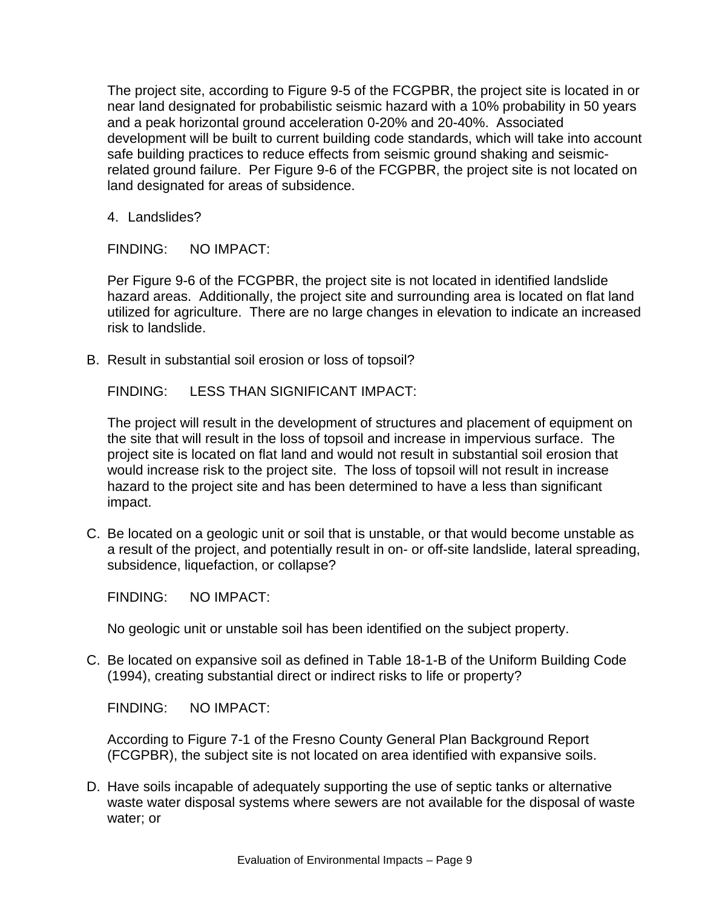The project site, according to Figure 9-5 of the FCGPBR, the project site is located in or near land designated for probabilistic seismic hazard with a 10% probability in 50 years and a peak horizontal ground acceleration 0-20% and 20-40%. Associated development will be built to current building code standards, which will take into account safe building practices to reduce effects from seismic ground shaking and seismic-related ground failure. Per Figure 9-6 of the FCGPBR, the project site is not located on land designated for areas of subsidence.

4. Landslides?

FINDING: NO IMPACT:

Per Figure 9-6 of the FCGPBR, the project site is not located in identified landslide hazard areas. Additionally, the project site and surrounding area is located on flat land utilized for agriculture. There are no large changes in elevation to indicate an increased risk to landslide.

B. Result in substantial soil erosion or loss of topsoil?

FINDING: LESS THAN SIGNIFICANT IMPACT:

The project will result in the development of structures and placement of equipment on the site that will result in the loss of topsoil and increase in impervious surface. The project site is located on flat land and would not result in substantial soil erosion that would increase risk to the project site. The loss of topsoil will not result in increase hazard to the project site and has been determined to have a less than significant impact.

C. Be located on a geologic unit or soil that is unstable, or that would become unstable as a result of the project, and potentially result in on- or off-site landslide, lateral spreading, subsidence, liquefaction, or collapse?

FINDING: NO IMPACT:

No geologic unit or unstable soil has been identified on the subject property.

C. Be located on expansive soil as defined in Table 18-1-B of the Uniform Building Code (1994), creating substantial direct or indirect risks to life or property?

FINDING: NO IMPACT:

According to Figure 7-1 of the Fresno County General Plan Background Report (FCGPBR), the subject site is not located on area identified with expansive soils.

D. Have soils incapable of adequately supporting the use of septic tanks or alternative waste water disposal systems where sewers are not available for the disposal of waste water; or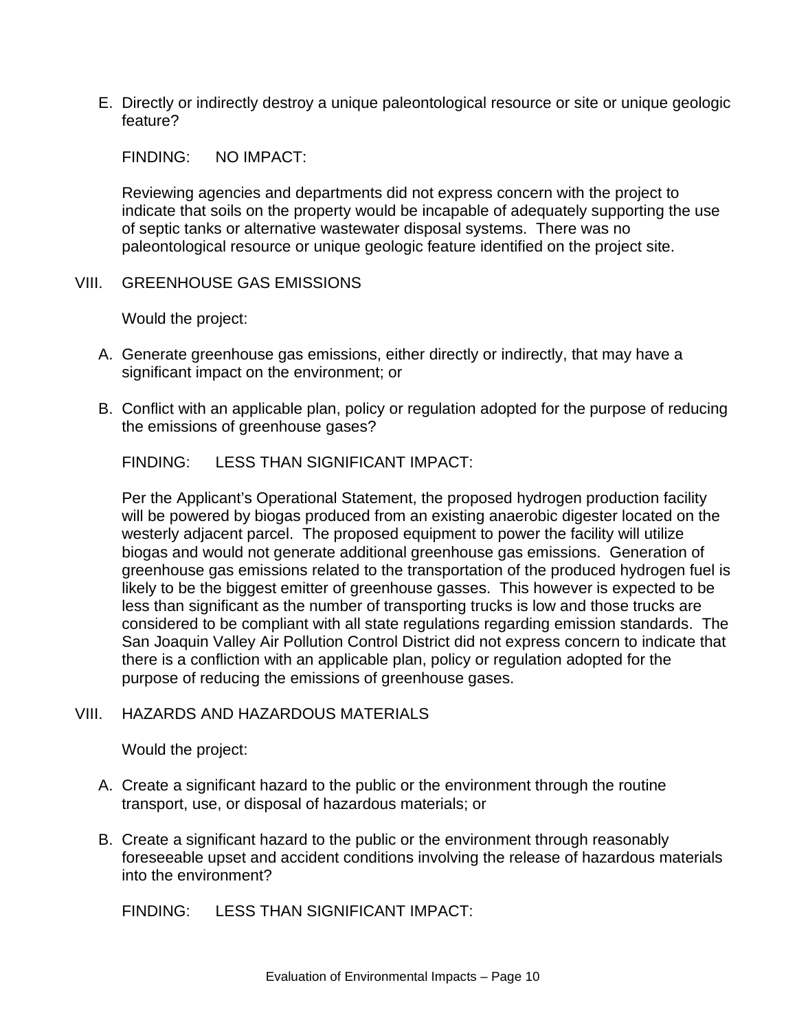E. Directly or indirectly destroy a unique paleontological resource or site or unique geologic feature?

FINDING: NO IMPACT:

Reviewing agencies and departments did not express concern with the project to indicate that soils on the property would be incapable of adequately supporting the use of septic tanks or alternative wastewater disposal systems. There was no paleontological resource or unique geologic feature identified on the project site.

## VIII. GREENHOUSE GAS EMISSIONS

Would the project:

A. Generate greenhouse gas emissions, either directly or indirectly, that may have a significant impact on the environment; or

B. Conflict with an applicable plan, policy or regulation adopted for the purpose of reducing the emissions of greenhouse gases?

FINDING: LESS THAN SIGNIFICANT IMPACT:

Per the Applicant's Operational Statement, the proposed hydrogen production facility will be powered by biogas produced from an existing anaerobic digester located on the westerly adjacent parcel. The proposed equipment to power the facility will utilize biogas and would not generate additional greenhouse gas emissions. Generation of greenhouse gas emissions related to the transportation of the produced hydrogen fuel is likely to be the biggest emitter of greenhouse gasses. This however is expected to be less than significant as the number of transporting trucks is low and those trucks are considered to be compliant with all state regulations regarding emission standards. The San Joaquin Valley Air Pollution Control District did not express concern to indicate that there is a confliction with an applicable plan, policy or regulation adopted for the purpose of reducing the emissions of greenhouse gases.

## VIII. HAZARDS AND HAZARDOUS MATERIALS

Would the project:

A. Create a significant hazard to the public or the environment through the routine transport, use, or disposal of hazardous materials; or

B. Create a significant hazard to the public or the environment through reasonably foreseeable upset and accident conditions involving the release of hazardous materials into the environment?

FINDING: LESS THAN SIGNIFICANT IMPACT: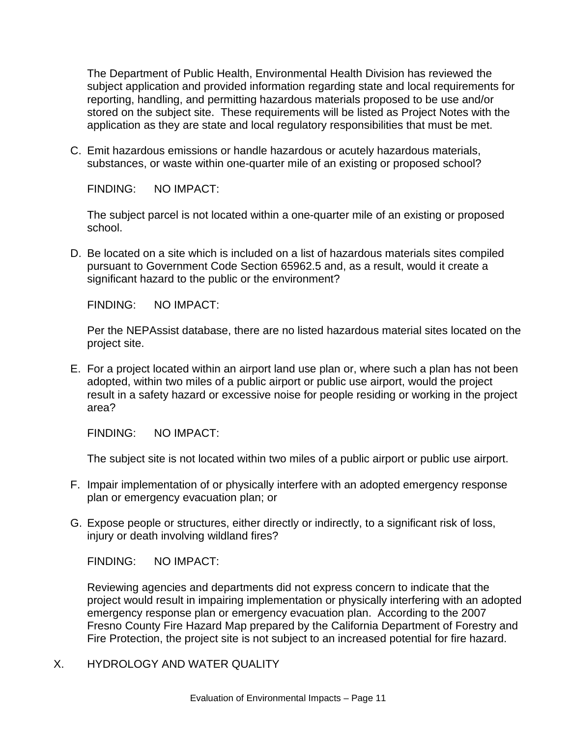The Department of Public Health, Environmental Health Division has reviewed the subject application and provided information regarding state and local requirements for reporting, handling, and permitting hazardous materials proposed to be use and/or stored on the subject site. These requirements will be listed as Project Notes with the application as they are state and local regulatory responsibilities that must be met.

C. Emit hazardous emissions or handle hazardous or acutely hazardous materials, substances, or waste within one-quarter mile of an existing or proposed school?

FINDING: NO IMPACT:

The subject parcel is not located within a one-quarter mile of an existing or proposed school.

D. Be located on a site which is included on a list of hazardous materials sites compiled pursuant to Government Code Section 65962.5 and, as a result, would it create a significant hazard to the public or the environment?

FINDING: NO IMPACT:

Per the NEPAssist database, there are no listed hazardous material sites located on the project site.

E. For a project located within an airport land use plan or, where such a plan has not been adopted, within two miles of a public airport or public use airport, would the project result in a safety hazard or excessive noise for people residing or working in the project area?

FINDING: NO IMPACT:

The subject site is not located within two miles of a public airport or public use airport.

F. Impair implementation of or physically interfere with an adopted emergency response plan or emergency evacuation plan; or

G. Expose people or structures, either directly or indirectly, to a significant risk of loss, injury or death involving wildland fires?

FINDING: NO IMPACT:

Reviewing agencies and departments did not express concern to indicate that the project would result in impairing implementation or physically interfering with an adopted emergency response plan or emergency evacuation plan. According to the 2007 Fresno County Fire Hazard Map prepared by the California Department of Forestry and Fire Protection, the project site is not subject to an increased potential for fire hazard.

X. HYDROLOGY AND WATER QUALITY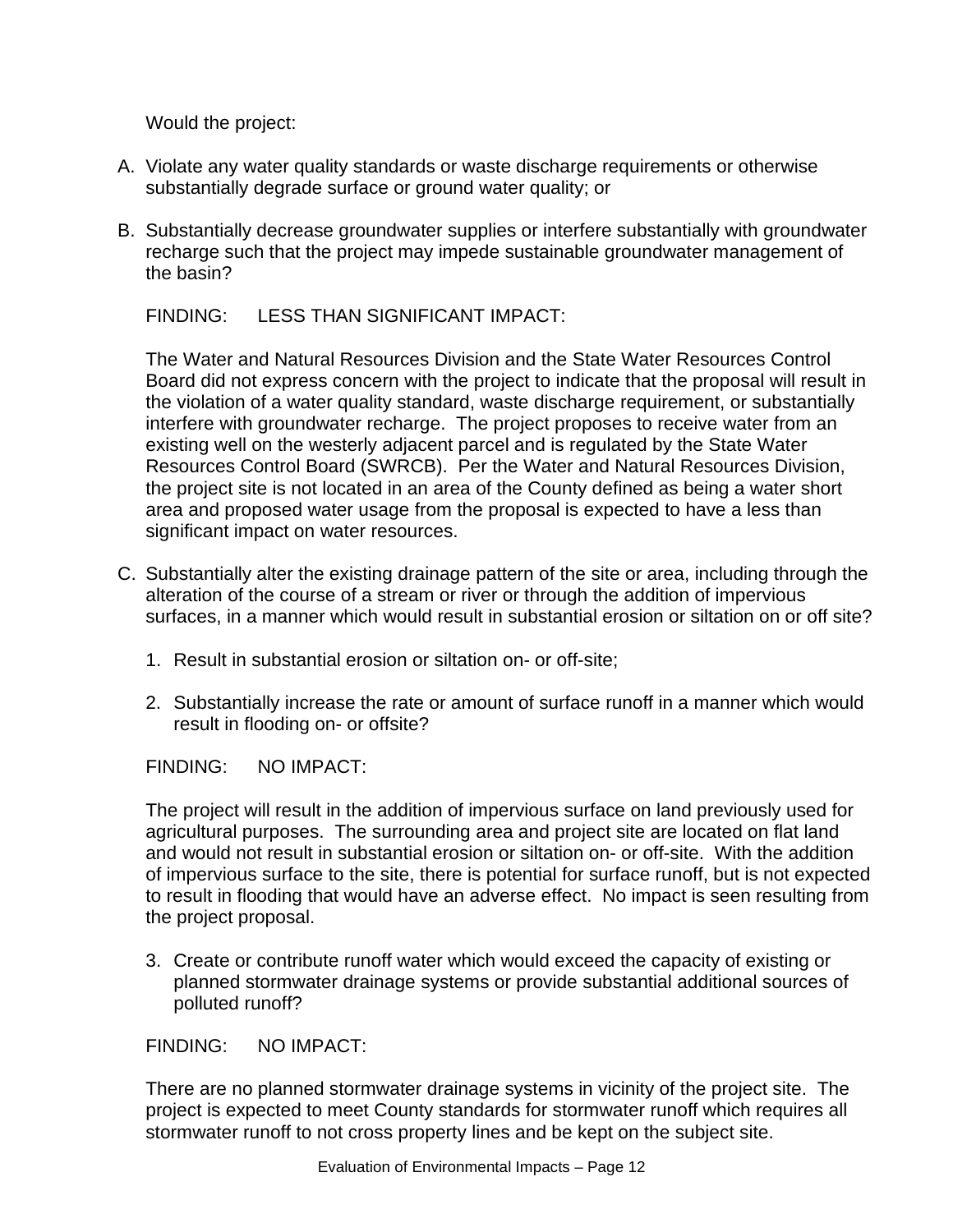Would the project:

A. Violate any water quality standards or waste discharge requirements or otherwise substantially degrade surface or ground water quality; or

B. Substantially decrease groundwater supplies or interfere substantially with groundwater recharge such that the project may impede sustainable groundwater management of the basin?

FINDING: LESS THAN SIGNIFICANT IMPACT:

The Water and Natural Resources Division and the State Water Resources Control Board did not express concern with the project to indicate that the proposal will result in the violation of a water quality standard, waste discharge requirement, or substantially interfere with groundwater recharge. The project proposes to receive water from an existing well on the westerly adjacent parcel and is regulated by the State Water Resources Control Board (SWRCB). Per the Water and Natural Resources Division, the project site is not located in an area of the County defined as being a water short area and proposed water usage from the proposal is expected to have a less than significant impact on water resources.

C. Substantially alter the existing drainage pattern of the site or area, including through the alteration of the course of a stream or river or through the addition of impervious surfaces, in a manner which would result in substantial erosion or siltation on or off site?

1. Result in substantial erosion or siltation on- or off-site;

2. Substantially increase the rate or amount of surface runoff in a manner which would result in flooding on- or offsite?

FINDING: NO IMPACT:

The project will result in the addition of impervious surface on land previously used for agricultural purposes. The surrounding area and project site are located on flat land and would not result in substantial erosion or siltation on- or off-site. With the addition of impervious surface to the site, there is potential for surface runoff, but is not expected to result in flooding that would have an adverse effect. No impact is seen resulting from the project proposal.

3. Create or contribute runoff water which would exceed the capacity of existing or planned stormwater drainage systems or provide substantial additional sources of polluted runoff?

FINDING: NO IMPACT:

There are no planned stormwater drainage systems in vicinity of the project site. The project is expected to meet County standards for stormwater runoff which requires all stormwater runoff to not cross property lines and be kept on the subject site.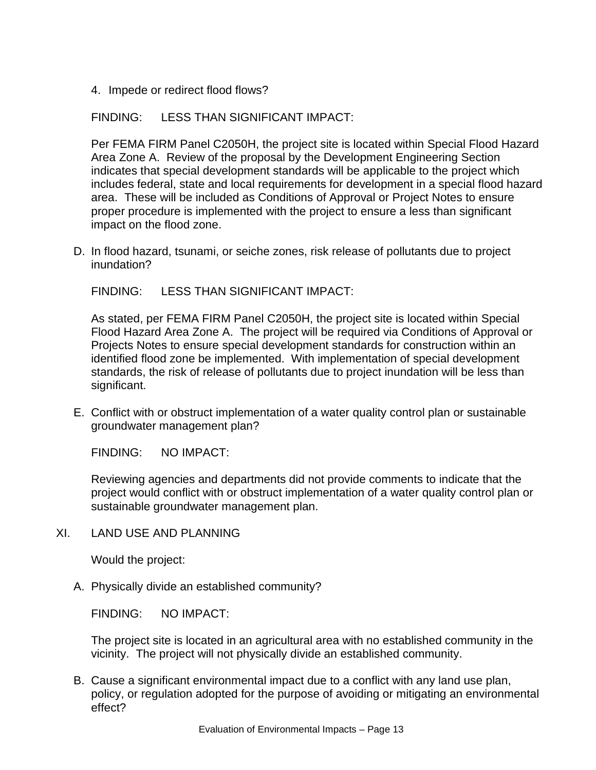4. Impede or redirect flood flows?

FINDING: LESS THAN SIGNIFICANT IMPACT:

Per FEMA FIRM Panel C2050H, the project site is located within Special Flood Hazard Area Zone A. Review of the proposal by the Development Engineering Section indicates that special development standards will be applicable to the project which includes federal, state and local requirements for development in a special flood hazard area. These will be included as Conditions of Approval or Project Notes to ensure proper procedure is implemented with the project to ensure a less than significant impact on the flood zone.

D. In flood hazard, tsunami, or seiche zones, risk release of pollutants due to project inundation?

FINDING: LESS THAN SIGNIFICANT IMPACT:

As stated, per FEMA FIRM Panel C2050H, the project site is located within Special Flood Hazard Area Zone A. The project will be required via Conditions of Approval or Projects Notes to ensure special development standards for construction within an identified flood zone be implemented. With implementation of special development standards, the risk of release of pollutants due to project inundation will be less than significant.

E. Conflict with or obstruct implementation of a water quality control plan or sustainable groundwater management plan?

FINDING: NO IMPACT:

Reviewing agencies and departments did not provide comments to indicate that the project would conflict with or obstruct implementation of a water quality control plan or sustainable groundwater management plan.

## XI. LAND USE AND PLANNING

Would the project:

A. Physically divide an established community?

FINDING: NO IMPACT:

The project site is located in an agricultural area with no established community in the vicinity. The project will not physically divide an established community.

B. Cause a significant environmental impact due to a conflict with any land use plan, policy, or regulation adopted for the purpose of avoiding or mitigating an environmental effect?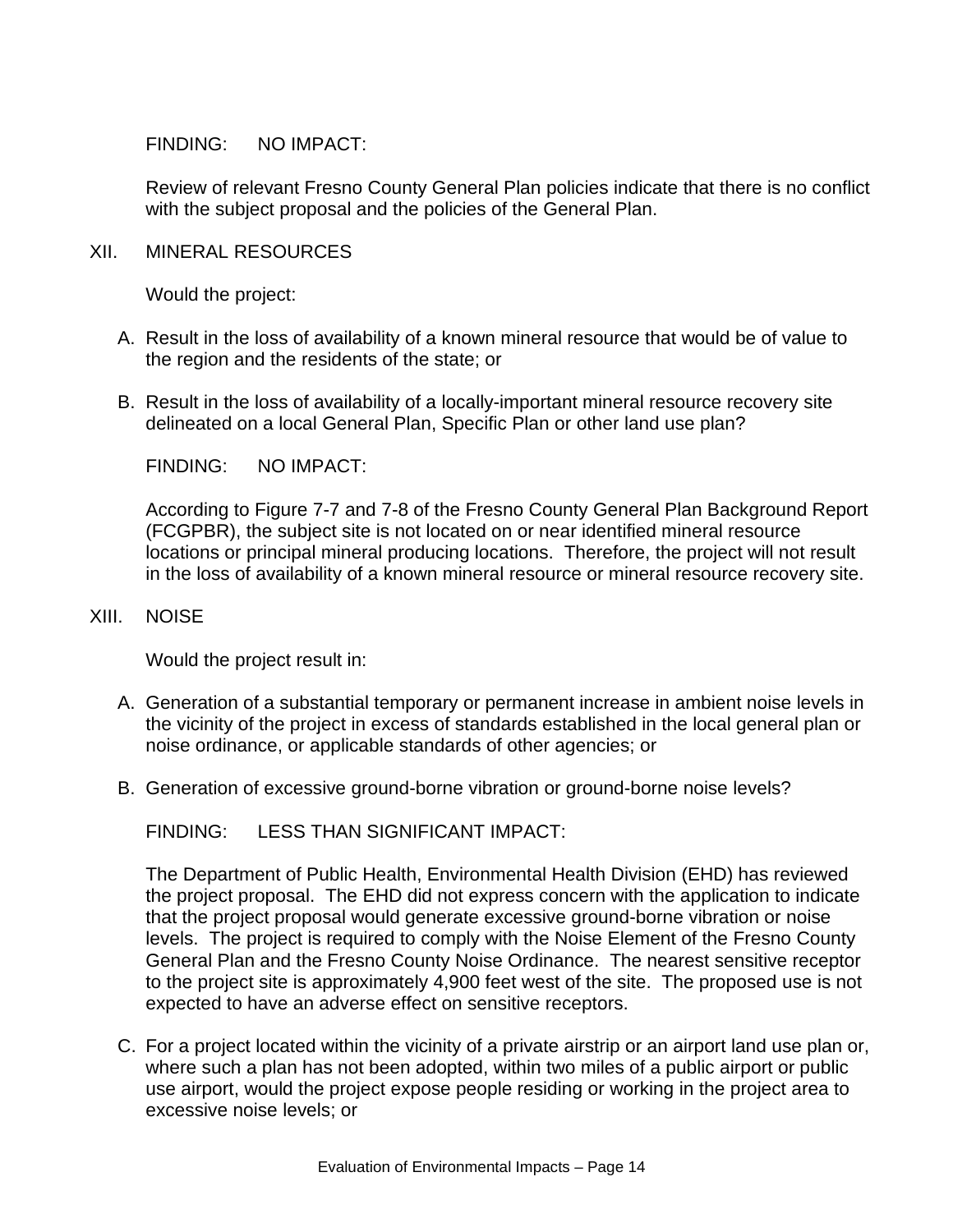FINDING: NO IMPACT:

Review of relevant Fresno County General Plan policies indicate that there is no conflict with the subject proposal and the policies of the General Plan.

## XII. MINERAL RESOURCES

Would the project:

A. Result in the loss of availability of a known mineral resource that would be of value to the region and the residents of the state; or

B. Result in the loss of availability of a locally-important mineral resource recovery site delineated on a local General Plan, Specific Plan or other land use plan?

FINDING: NO IMPACT:

According to Figure 7-7 and 7-8 of the Fresno County General Plan Background Report (FCGPBR), the subject site is not located on or near identified mineral resource locations or principal mineral producing locations. Therefore, the project will not result in the loss of availability of a known mineral resource or mineral resource recovery site.

## XIII. NOISE

Would the project result in:

A. Generation of a substantial temporary or permanent increase in ambient noise levels in the vicinity of the project in excess of standards established in the local general plan or noise ordinance, or applicable standards of other agencies; or

B. Generation of excessive ground-borne vibration or ground-borne noise levels?

FINDING: LESS THAN SIGNIFICANT IMPACT:

The Department of Public Health, Environmental Health Division (EHD) has reviewed the project proposal. The EHD did not express concern with the application to indicate that the project proposal would generate excessive ground-borne vibration or noise levels. The project is required to comply with the Noise Element of the Fresno County General Plan and the Fresno County Noise Ordinance. The nearest sensitive receptor to the project site is approximately 4,900 feet west of the site. The proposed use is not expected to have an adverse effect on sensitive receptors.

C. For a project located within the vicinity of a private airstrip or an airport land use plan or, where such a plan has not been adopted, within two miles of a public airport or public use airport, would the project expose people residing or working in the project area to excessive noise levels; or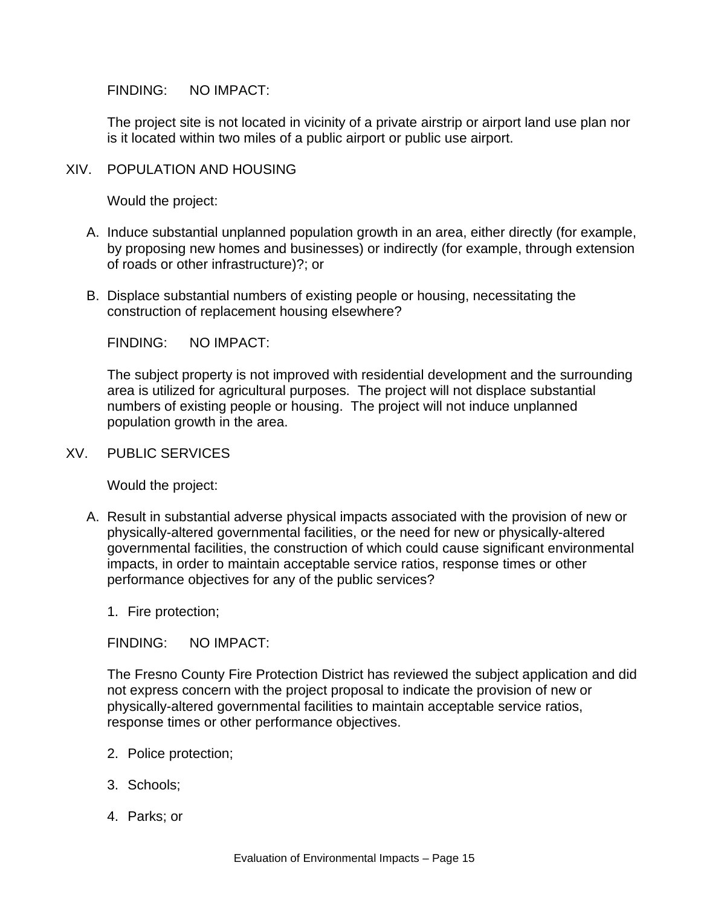FINDING: NO IMPACT:

The project site is not located in vicinity of a private airstrip or airport land use plan nor is it located within two miles of a public airport or public use airport.

## XIV. POPULATION AND HOUSING

Would the project:

A. Induce substantial unplanned population growth in an area, either directly (for example, by proposing new homes and businesses) or indirectly (for example, through extension of roads or other infrastructure)?; or

B. Displace substantial numbers of existing people or housing, necessitating the construction of replacement housing elsewhere?

FINDING: NO IMPACT:

The subject property is not improved with residential development and the surrounding area is utilized for agricultural purposes. The project will not displace substantial numbers of existing people or housing. The project will not induce unplanned population growth in the area.

## XV. PUBLIC SERVICES

Would the project:

A. Result in substantial adverse physical impacts associated with the provision of new or physically-altered governmental facilities, or the need for new or physically-altered governmental facilities, the construction of which could cause significant environmental impacts, in order to maintain acceptable service ratios, response times or other performance objectives for any of the public services?

1. Fire protection;

FINDING: NO IMPACT:

The Fresno County Fire Protection District has reviewed the subject application and did not express concern with the project proposal to indicate the provision of new or physically-altered governmental facilities to maintain acceptable service ratios, response times or other performance objectives.

2. Police protection;

3. Schools;

4. Parks; or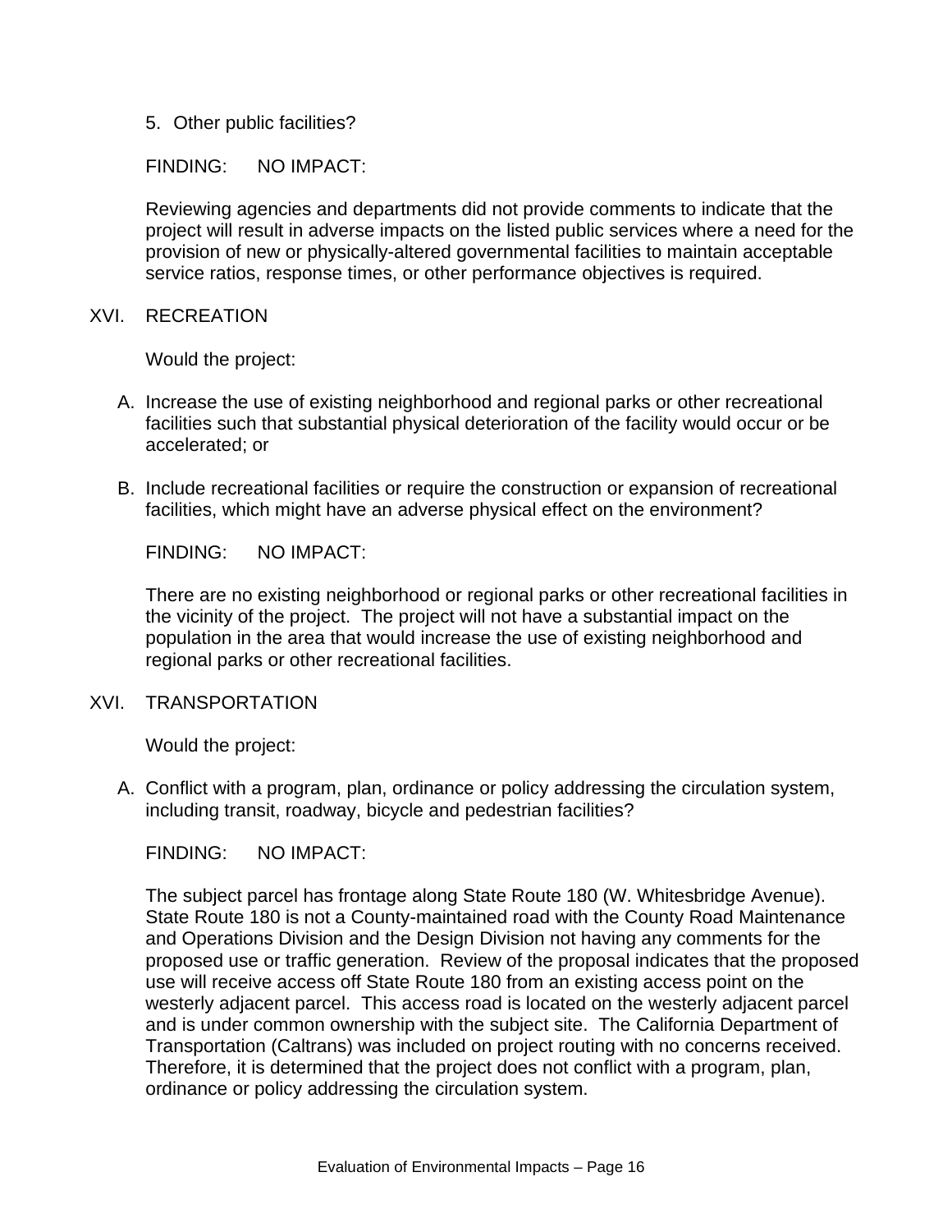5. Other public facilities?

FINDING: NO IMPACT:

Reviewing agencies and departments did not provide comments to indicate that the project will result in adverse impacts on the listed public services where a need for the provision of new or physically-altered governmental facilities to maintain acceptable service ratios, response times, or other performance objectives is required.

## XVI. RECREATION

Would the project:

A. Increase the use of existing neighborhood and regional parks or other recreational facilities such that substantial physical deterioration of the facility would occur or be accelerated; or

B. Include recreational facilities or require the construction or expansion of recreational facilities, which might have an adverse physical effect on the environment?

FINDING: NO IMPACT:

There are no existing neighborhood or regional parks or other recreational facilities in the vicinity of the project. The project will not have a substantial impact on the population in the area that would increase the use of existing neighborhood and regional parks or other recreational facilities.

## XVI. TRANSPORTATION

Would the project:

A. Conflict with a program, plan, ordinance or policy addressing the circulation system, including transit, roadway, bicycle and pedestrian facilities?

FINDING: NO IMPACT:

The subject parcel has frontage along State Route 180 (W. Whitesbridge Avenue). State Route 180 is not a County-maintained road with the County Road Maintenance and Operations Division and the Design Division not having any comments for the proposed use or traffic generation. Review of the proposal indicates that the proposed use will receive access off State Route 180 from an existing access point on the westerly adjacent parcel. This access road is located on the westerly adjacent parcel and is under common ownership with the subject site. The California Department of Transportation (Caltrans) was included on project routing with no concerns received. Therefore, it is determined that the project does not conflict with a program, plan, ordinance or policy addressing the circulation system.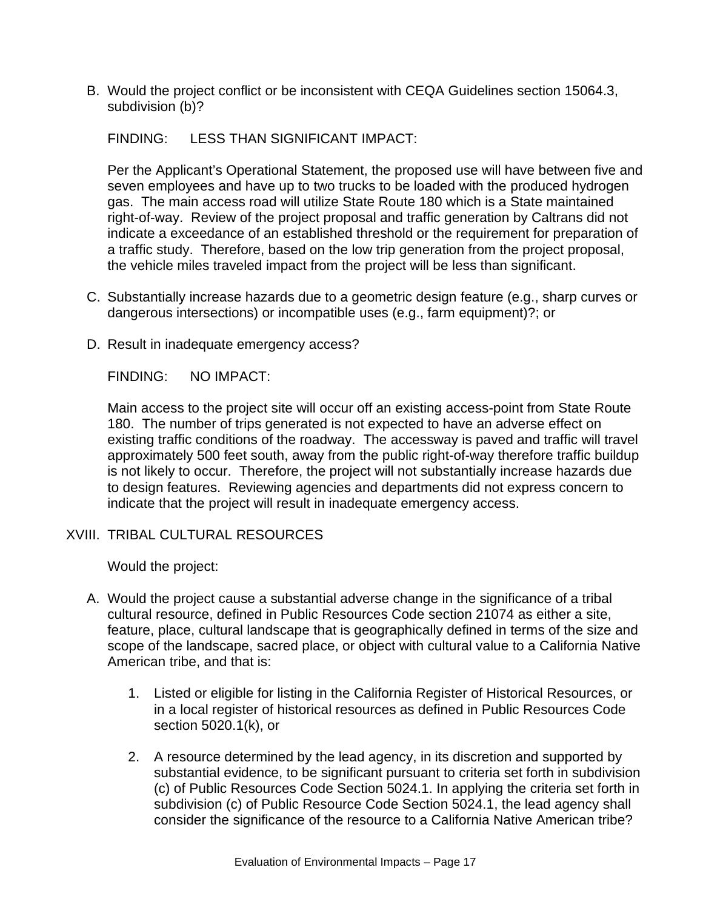B. Would the project conflict or be inconsistent with CEQA Guidelines section 15064.3, subdivision (b)?

FINDING: LESS THAN SIGNIFICANT IMPACT:

Per the Applicant's Operational Statement, the proposed use will have between five and seven employees and have up to two trucks to be loaded with the produced hydrogen gas. The main access road will utilize State Route 180 which is a State maintained right-of-way. Review of the project proposal and traffic generation by Caltrans did not indicate a exceedance of an established threshold or the requirement for preparation of a traffic study. Therefore, based on the low trip generation from the project proposal, the vehicle miles traveled impact from the project will be less than significant.

C. Substantially increase hazards due to a geometric design feature (e.g., sharp curves or dangerous intersections) or incompatible uses (e.g., farm equipment)?; or

D. Result in inadequate emergency access?

FINDING: NO IMPACT:

Main access to the project site will occur off an existing access-point from State Route 180. The number of trips generated is not expected to have an adverse effect on existing traffic conditions of the roadway. The accessway is paved and traffic will travel approximately 500 feet south, away from the public right-of-way therefore traffic buildup is not likely to occur. Therefore, the project will not substantially increase hazards due to design features. Reviewing agencies and departments did not express concern to indicate that the project will result in inadequate emergency access.

## XVIII. TRIBAL CULTURAL RESOURCES

Would the project:

A. Would the project cause a substantial adverse change in the significance of a tribal cultural resource, defined in Public Resources Code section 21074 as either a site, feature, place, cultural landscape that is geographically defined in terms of the size and scope of the landscape, sacred place, or object with cultural value to a California Native American tribe, and that is:

1. Listed or eligible for listing in the California Register of Historical Resources, or in a local register of historical resources as defined in Public Resources Code section 5020.1(k), or

2. A resource determined by the lead agency, in its discretion and supported by substantial evidence, to be significant pursuant to criteria set forth in subdivision (c) of Public Resources Code Section 5024.1. In applying the criteria set forth in subdivision (c) of Public Resource Code Section 5024.1, the lead agency shall consider the significance of the resource to a California Native American tribe?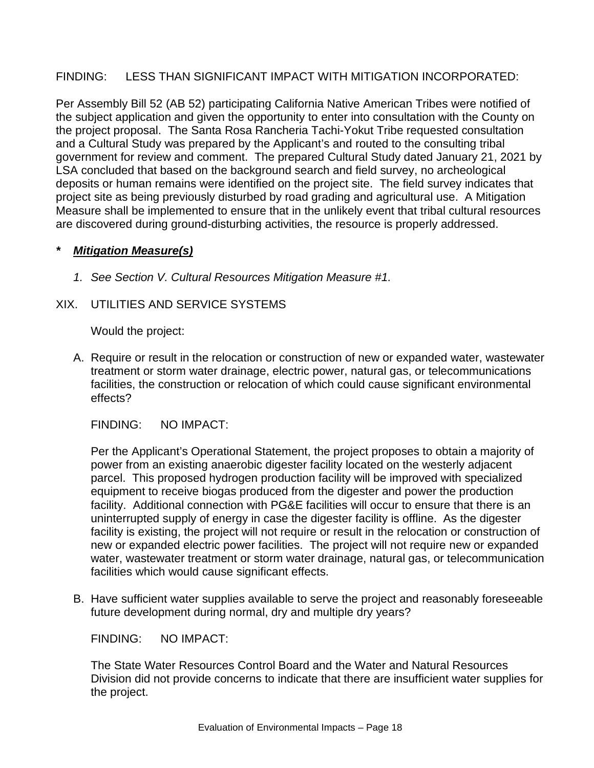FINDING: LESS THAN SIGNIFICANT IMPACT WITH MITIGATION INCORPORATED:

Per Assembly Bill 52 (AB 52) participating California Native American Tribes were notified of the subject application and given the opportunity to enter into consultation with the County on the project proposal. The Santa Rosa Rancheria Tachi-Yokut Tribe requested consultation and a Cultural Study was prepared by the Applicant's and routed to the consulting tribal government for review and comment. The prepared Cultural Study dated January 21, 2021 by LSA concluded that based on the background search and field survey, no archeological deposits or human remains were identified on the project site. The field survey indicates that project site as being previously disturbed by road grading and agricultural use. A Mitigation Measure shall be implemented to ensure that in the unlikely event that tribal cultural resources are discovered during ground-disturbing activities, the resource is properly addressed.

**\*** ***Mitigation Measure(s)***

1. *See Section V. Cultural Resources Mitigation Measure #1.*

XIX. UTILITIES AND SERVICE SYSTEMS

Would the project:

A. Require or result in the relocation or construction of new or expanded water, wastewater treatment or storm water drainage, electric power, natural gas, or telecommunications facilities, the construction or relocation of which could cause significant environmental effects?

FINDING: NO IMPACT:

Per the Applicant's Operational Statement, the project proposes to obtain a majority of power from an existing anaerobic digester facility located on the westerly adjacent parcel. This proposed hydrogen production facility will be improved with specialized equipment to receive biogas produced from the digester and power the production facility. Additional connection with PG&E facilities will occur to ensure that there is an uninterrupted supply of energy in case the digester facility is offline. As the digester facility is existing, the project will not require or result in the relocation or construction of new or expanded electric power facilities. The project will not require new or expanded water, wastewater treatment or storm water drainage, natural gas, or telecommunication facilities which would cause significant effects.

B. Have sufficient water supplies available to serve the project and reasonably foreseeable future development during normal, dry and multiple dry years?

FINDING: NO IMPACT:

The State Water Resources Control Board and the Water and Natural Resources Division did not provide concerns to indicate that there are insufficient water supplies for the project.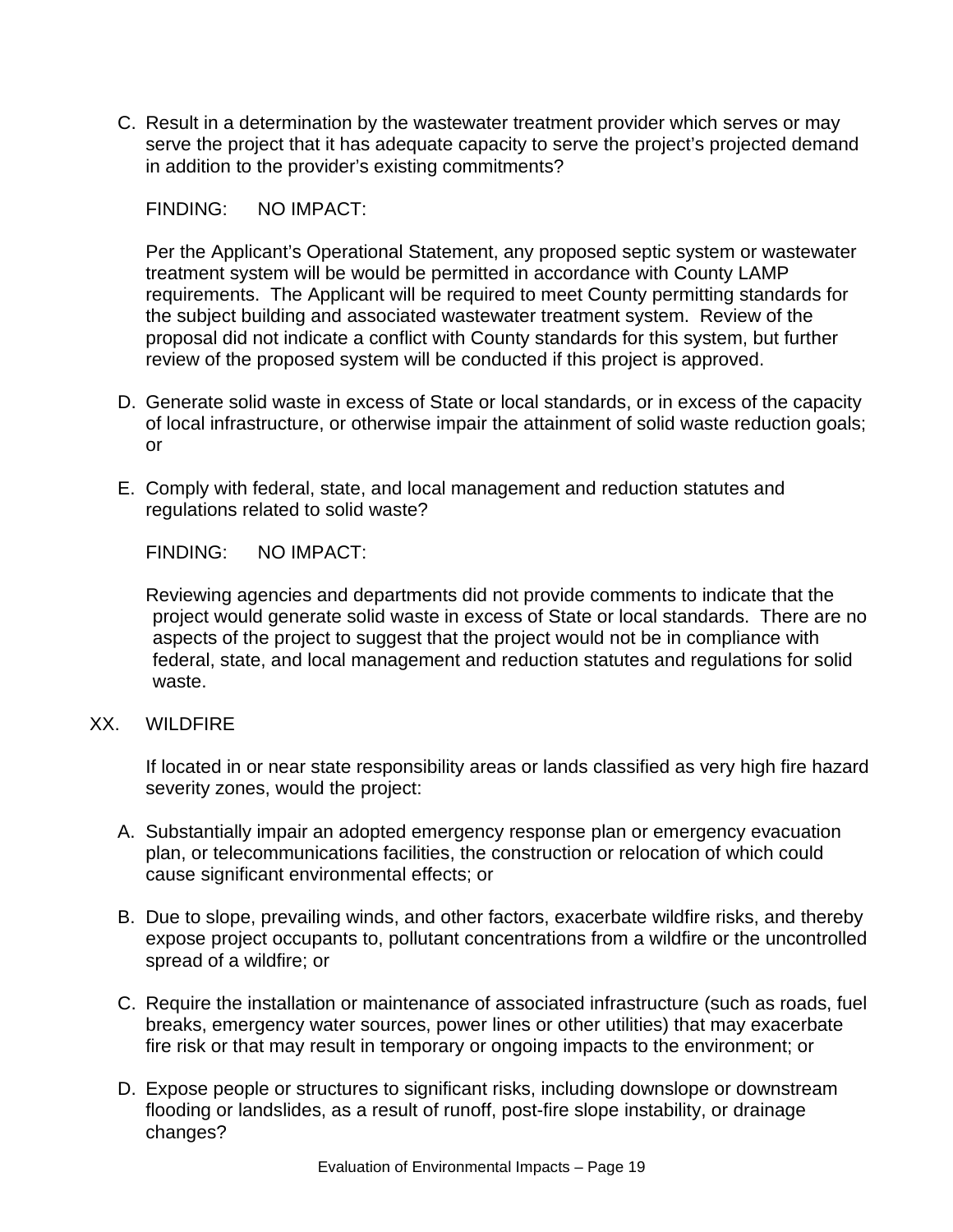C. Result in a determination by the wastewater treatment provider which serves or may serve the project that it has adequate capacity to serve the project's projected demand in addition to the provider's existing commitments?

FINDING: NO IMPACT:

Per the Applicant's Operational Statement, any proposed septic system or wastewater treatment system will be would be permitted in accordance with County LAMP requirements. The Applicant will be required to meet County permitting standards for the subject building and associated wastewater treatment system. Review of the proposal did not indicate a conflict with County standards for this system, but further review of the proposed system will be conducted if this project is approved.

D. Generate solid waste in excess of State or local standards, or in excess of the capacity of local infrastructure, or otherwise impair the attainment of solid waste reduction goals; or

E. Comply with federal, state, and local management and reduction statutes and regulations related to solid waste?

FINDING: NO IMPACT:

Reviewing agencies and departments did not provide comments to indicate that the project would generate solid waste in excess of State or local standards. There are no aspects of the project to suggest that the project would not be in compliance with federal, state, and local management and reduction statutes and regulations for solid waste.

## XX. WILDFIRE

If located in or near state responsibility areas or lands classified as very high fire hazard severity zones, would the project:

A. Substantially impair an adopted emergency response plan or emergency evacuation plan, or telecommunications facilities, the construction or relocation of which could cause significant environmental effects; or

B. Due to slope, prevailing winds, and other factors, exacerbate wildfire risks, and thereby expose project occupants to, pollutant concentrations from a wildfire or the uncontrolled spread of a wildfire; or

C. Require the installation or maintenance of associated infrastructure (such as roads, fuel breaks, emergency water sources, power lines or other utilities) that may exacerbate fire risk or that may result in temporary or ongoing impacts to the environment; or

D. Expose people or structures to significant risks, including downslope or downstream flooding or landslides, as a result of runoff, post-fire slope instability, or drainage changes?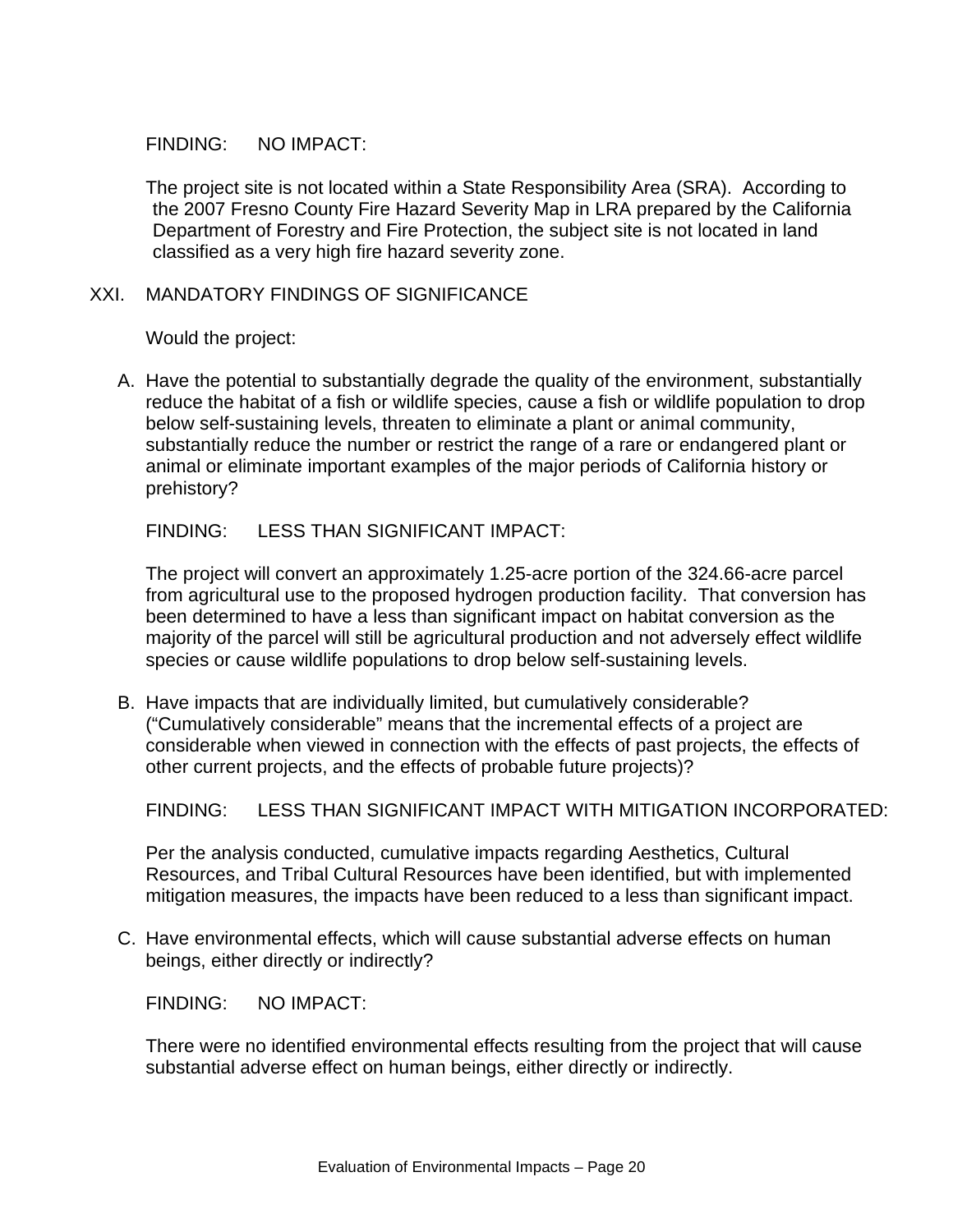FINDING: NO IMPACT:

The project site is not located within a State Responsibility Area (SRA). According to the 2007 Fresno County Fire Hazard Severity Map in LRA prepared by the California Department of Forestry and Fire Protection, the subject site is not located in land classified as a very high fire hazard severity zone.

## XXI. MANDATORY FINDINGS OF SIGNIFICANCE

Would the project:

A. Have the potential to substantially degrade the quality of the environment, substantially reduce the habitat of a fish or wildlife species, cause a fish or wildlife population to drop below self-sustaining levels, threaten to eliminate a plant or animal community, substantially reduce the number or restrict the range of a rare or endangered plant or animal or eliminate important examples of the major periods of California history or prehistory?

   FINDING: LESS THAN SIGNIFICANT IMPACT:

   The project will convert an approximately 1.25-acre portion of the 324.66-acre parcel from agricultural use to the proposed hydrogen production facility. That conversion has been determined to have a less than significant impact on habitat conversion as the majority of the parcel will still be agricultural production and not adversely effect wildlife species or cause wildlife populations to drop below self-sustaining levels.

B. Have impacts that are individually limited, but cumulatively considerable? ("Cumulatively considerable" means that the incremental effects of a project are considerable when viewed in connection with the effects of past projects, the effects of other current projects, and the effects of probable future projects)?

   FINDING: LESS THAN SIGNIFICANT IMPACT WITH MITIGATION INCORPORATED:

   Per the analysis conducted, cumulative impacts regarding Aesthetics, Cultural Resources, and Tribal Cultural Resources have been identified, but with implemented mitigation measures, the impacts have been reduced to a less than significant impact.

C. Have environmental effects, which will cause substantial adverse effects on human beings, either directly or indirectly?

   FINDING: NO IMPACT:

   There were no identified environmental effects resulting from the project that will cause substantial adverse effect on human beings, either directly or indirectly.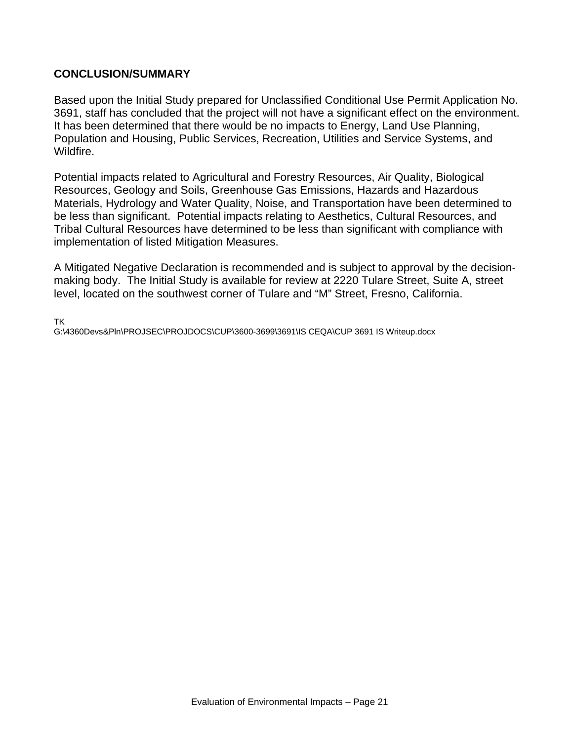**CONCLUSION/SUMMARY**

Based upon the Initial Study prepared for Unclassified Conditional Use Permit Application No. 3691, staff has concluded that the project will not have a significant effect on the environment. It has been determined that there would be no impacts to Energy, Land Use Planning, Population and Housing, Public Services, Recreation, Utilities and Service Systems, and Wildfire.

Potential impacts related to Agricultural and Forestry Resources, Air Quality, Biological Resources, Geology and Soils, Greenhouse Gas Emissions, Hazards and Hazardous Materials, Hydrology and Water Quality, Noise, and Transportation have been determined to be less than significant. Potential impacts relating to Aesthetics, Cultural Resources, and Tribal Cultural Resources have determined to be less than significant with compliance with implementation of listed Mitigation Measures.

A Mitigated Negative Declaration is recommended and is subject to approval by the decision-making body. The Initial Study is available for review at 2220 Tulare Street, Suite A, street level, located on the southwest corner of Tulare and "M" Street, Fresno, California.

TK
G:\4360Devs&Pln\PROJSEC\PROJDOCS\CUP\3600-3699\3691\IS CEQA\CUP 3691 IS Writeup.docx